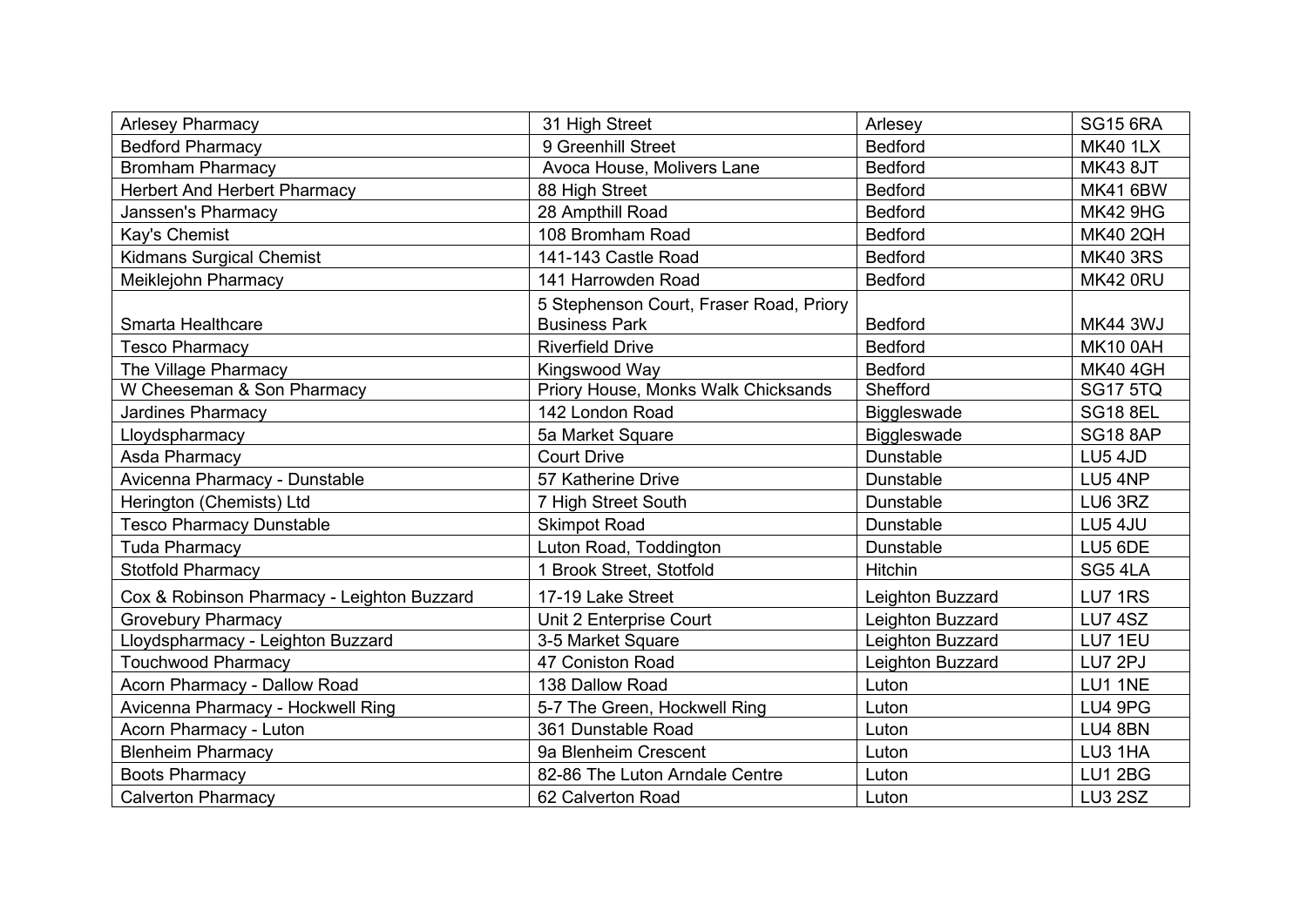| Arlesey Pharmacy | 31 High Street | Arlesey | SG15 6RA |
|---|---|---|---|
| Bedford Pharmacy | 9 Greenhill Street | Bedford | MK40 1LX |
| Bromham Pharmacy | Avoca House, Molivers Lane | Bedford | MK43 8JT |
| Herbert And Herbert Pharmacy | 88 High Street | Bedford | MK41 6BW |
| Janssen's Pharmacy | 28 Ampthill Road | Bedford | MK42 9HG |
| Kay's Chemist | 108 Bromham Road | Bedford | MK40 2QH |
| Kidmans Surgical Chemist | 141-143 Castle Road | Bedford | MK40 3RS |
| Meiklejohn Pharmacy | 141 Harrowden Road | Bedford | MK42 0RU |
| Smarta Healthcare | 5 Stephenson Court, Fraser Road, Priory Business Park | Bedford | MK44 3WJ |
| Tesco Pharmacy | Riverfield Drive | Bedford | MK10 0AH |
| The Village Pharmacy | Kingswood Way | Bedford | MK40 4GH |
| W Cheeseman & Son Pharmacy | Priory House, Monks Walk Chicksands | Shefford | SG17 5TQ |
| Jardines Pharmacy | 142 London Road | Biggleswade | SG18 8EL |
| Lloydspharmacy | 5a Market Square | Biggleswade | SG18 8AP |
| Asda Pharmacy | Court Drive | Dunstable | LU5 4JD |
| Avicenna Pharmacy - Dunstable | 57 Katherine Drive | Dunstable | LU5 4NP |
| Herington (Chemists) Ltd | 7 High Street South | Dunstable | LU6 3RZ |
| Tesco Pharmacy Dunstable | Skimpot Road | Dunstable | LU5 4JU |
| Tuda Pharmacy | Luton Road, Toddington | Dunstable | LU5 6DE |
| Stotfold Pharmacy | 1 Brook Street, Stotfold | Hitchin | SG5 4LA |
| Cox & Robinson Pharmacy - Leighton Buzzard | 17-19 Lake Street | Leighton Buzzard | LU7 1RS |
| Grovebury Pharmacy | Unit 2 Enterprise Court | Leighton Buzzard | LU7 4SZ |
| Lloydspharmacy - Leighton Buzzard | 3-5 Market Square | Leighton Buzzard | LU7 1EU |
| Touchwood Pharmacy | 47 Coniston Road | Leighton Buzzard | LU7 2PJ |
| Acorn Pharmacy - Dallow Road | 138 Dallow Road | Luton | LU1 1NE |
| Avicenna Pharmacy - Hockwell Ring | 5-7 The Green, Hockwell Ring | Luton | LU4 9PG |
| Acorn Pharmacy - Luton | 361 Dunstable Road | Luton | LU4 8BN |
| Blenheim Pharmacy | 9a Blenheim Crescent | Luton | LU3 1HA |
| Boots Pharmacy | 82-86 The Luton Arndale Centre | Luton | LU1 2BG |
| Calverton Pharmacy | 62 Calverton Road | Luton | LU3 2SZ |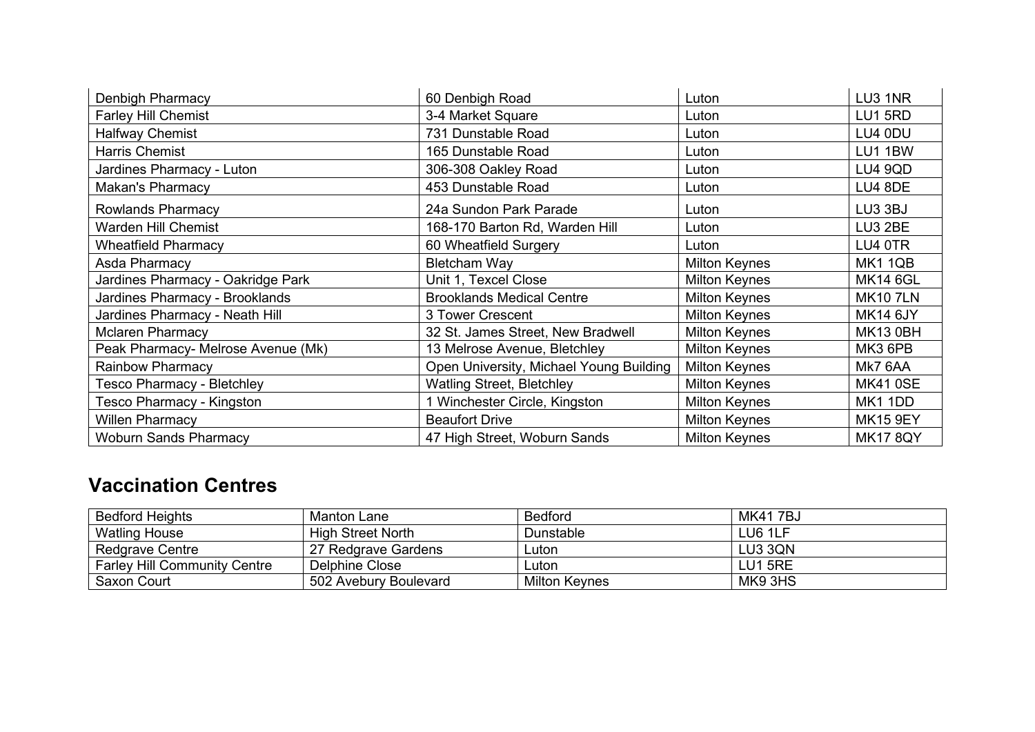| | | | |
|---|---|---|---|
| Denbigh Pharmacy | 60 Denbigh Road | Luton | LU3 1NR |
| Farley Hill Chemist | 3-4 Market Square | Luton | LU1 5RD |
| Halfway Chemist | 731 Dunstable Road | Luton | LU4 0DU |
| Harris Chemist | 165 Dunstable Road | Luton | LU1 1BW |
| Jardines Pharmacy - Luton | 306-308 Oakley Road | Luton | LU4 9QD |
| Makan's Pharmacy | 453 Dunstable Road | Luton | LU4 8DE |
| Rowlands Pharmacy | 24a Sundon Park Parade | Luton | LU3 3BJ |
| Warden Hill Chemist | 168-170 Barton Rd, Warden Hill | Luton | LU3 2BE |
| Wheatfield Pharmacy | 60 Wheatfield Surgery | Luton | LU4 0TR |
| Asda Pharmacy | Bletcham Way | Milton Keynes | MK1 1QB |
| Jardines Pharmacy - Oakridge Park | Unit 1, Texcel Close | Milton Keynes | MK14 6GL |
| Jardines Pharmacy - Brooklands | Brooklands Medical Centre | Milton Keynes | MK10 7LN |
| Jardines Pharmacy - Neath Hill | 3 Tower Crescent | Milton Keynes | MK14 6JY |
| Mclaren Pharmacy | 32 St. James Street, New Bradwell | Milton Keynes | MK13 0BH |
| Peak Pharmacy- Melrose Avenue (Mk) | 13 Melrose Avenue, Bletchley | Milton Keynes | MK3 6PB |
| Rainbow Pharmacy | Open University, Michael Young Building | Milton Keynes | Mk7 6AA |
| Tesco Pharmacy - Bletchley | Watling Street, Bletchley | Milton Keynes | MK41 0SE |
| Tesco Pharmacy - Kingston | 1 Winchester Circle, Kingston | Milton Keynes | MK1 1DD |
| Willen Pharmacy | Beaufort Drive | Milton Keynes | MK15 9EY |
| Woburn Sands Pharmacy | 47 High Street, Woburn Sands | Milton Keynes | MK17 8QY |

## Vaccination Centres

| | | | |
|---|---|---|---|
| Bedford Heights | Manton Lane | Bedford | MK41 7BJ |
| Watling House | High Street North | Dunstable | LU6 1LF |
| Redgrave Centre | 27 Redgrave Gardens | Luton | LU3 3QN |
| Farley Hill Community Centre | Delphine Close | Luton | LU1 5RE |
| Saxon Court | 502 Avebury Boulevard | Milton Keynes | MK9 3HS |